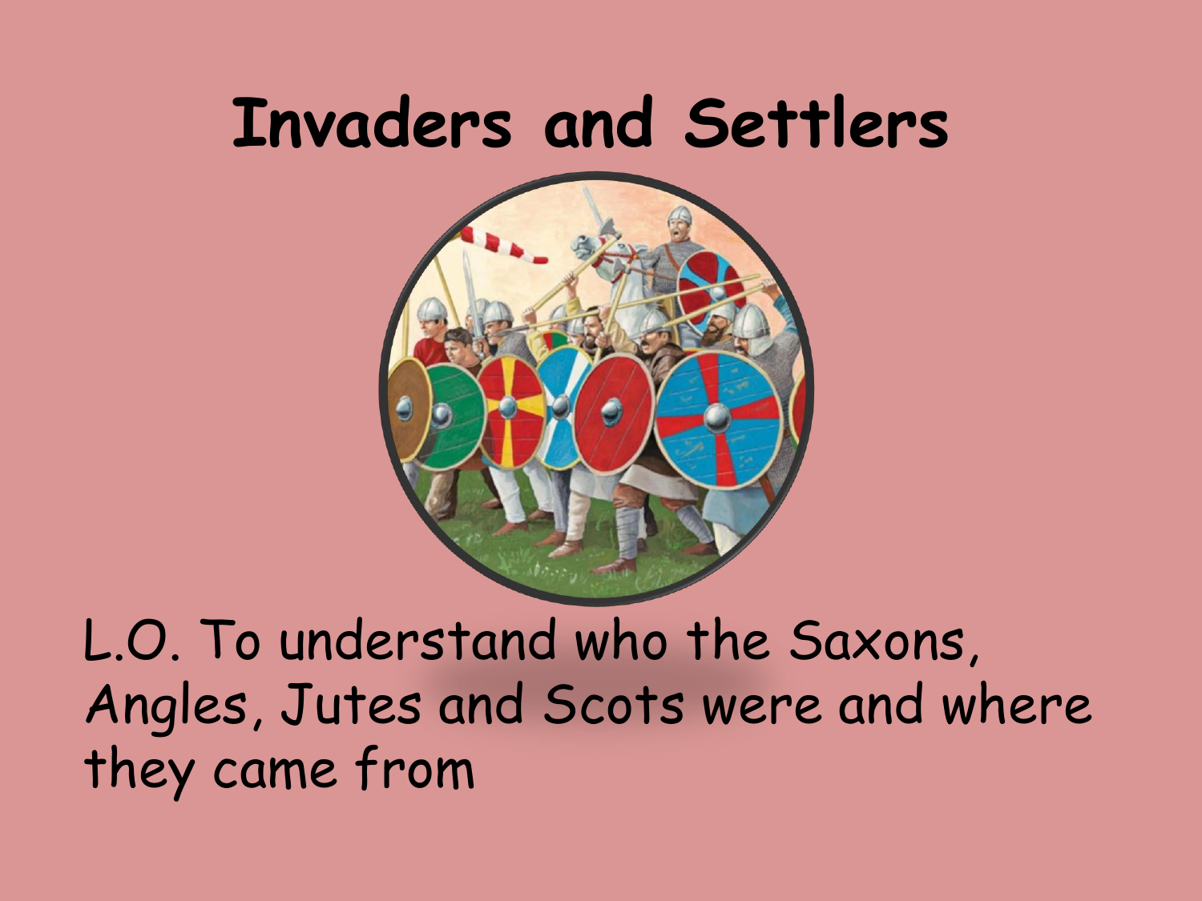# Invaders and Settlers

L.O. To understand who the Saxons, Angles, Jutes and Scots were and where they came from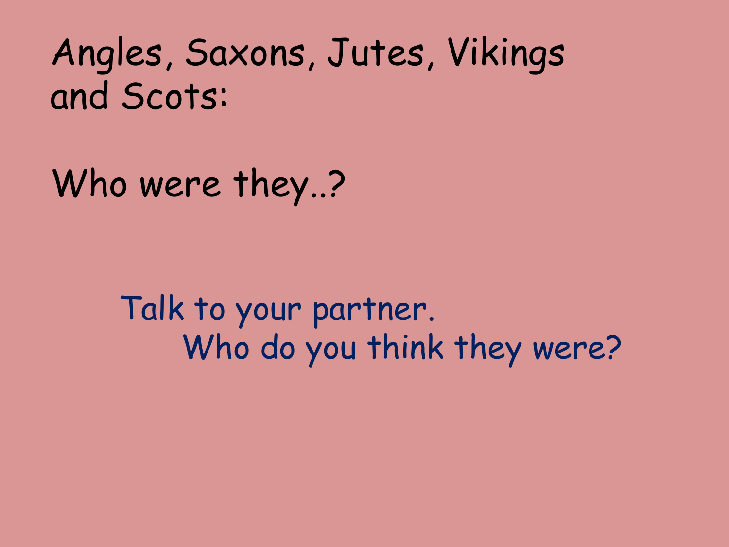# Angles, Saxons, Jutes, Vikings and Scots:

## Who were they..?

Talk to your partner.
Who do you think they were?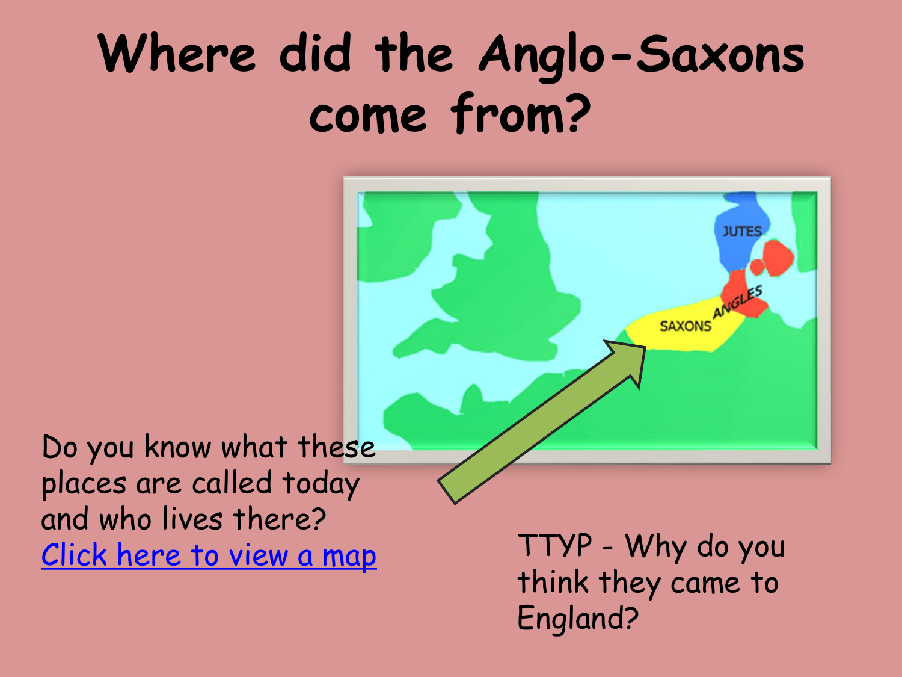# Where did the Anglo-Saxons come from?

Do you know what these places are called today and who lives there?
Click here to view a map

TTYP - Why do you think they came to England?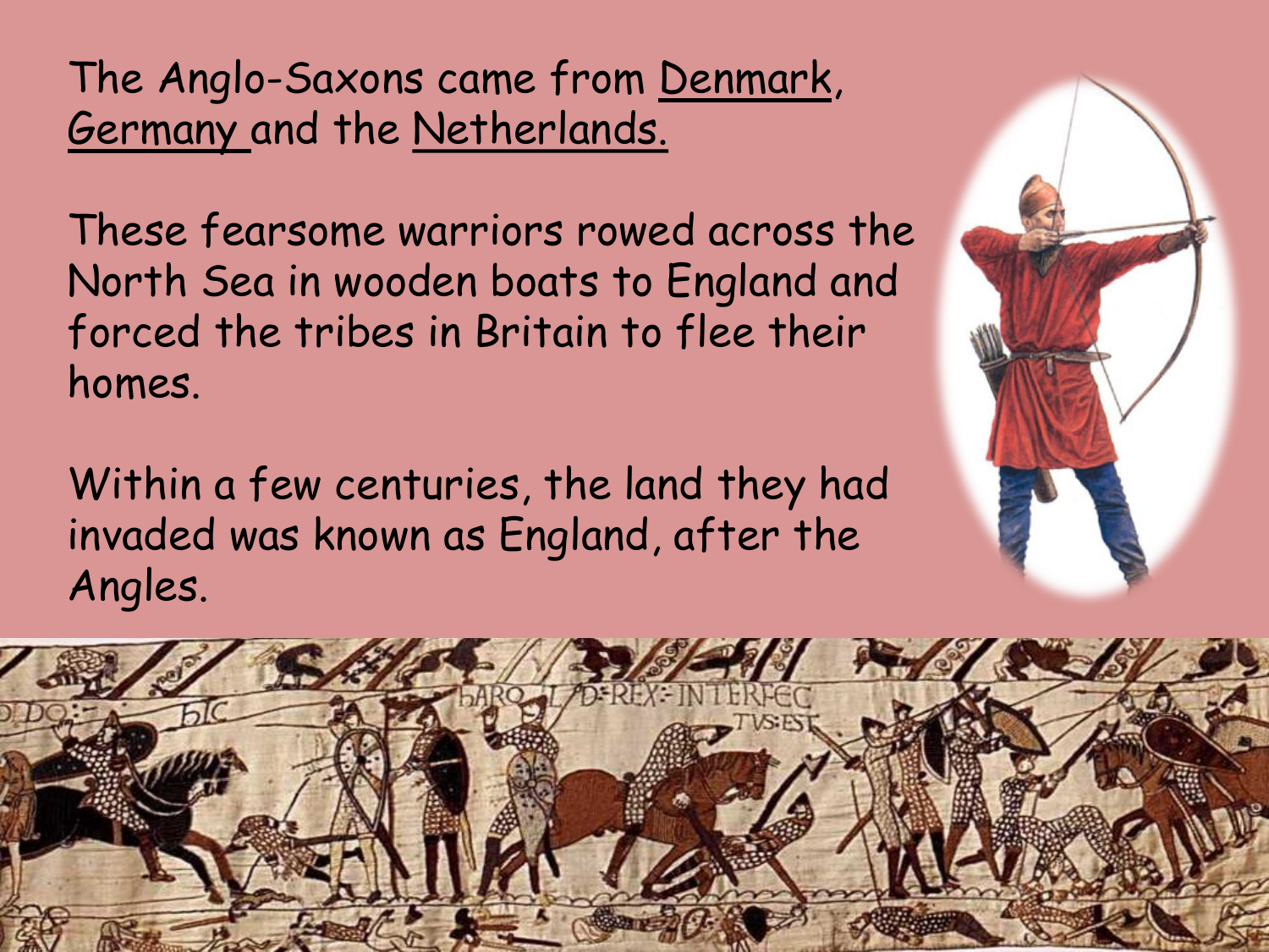The Anglo-Saxons came from Denmark, Germany and the Netherlands.

These fearsome warriors rowed across the North Sea in wooden boats to England and forced the tribes in Britain to flee their homes.

Within a few centuries, the land they had invaded was known as England, after the Angles.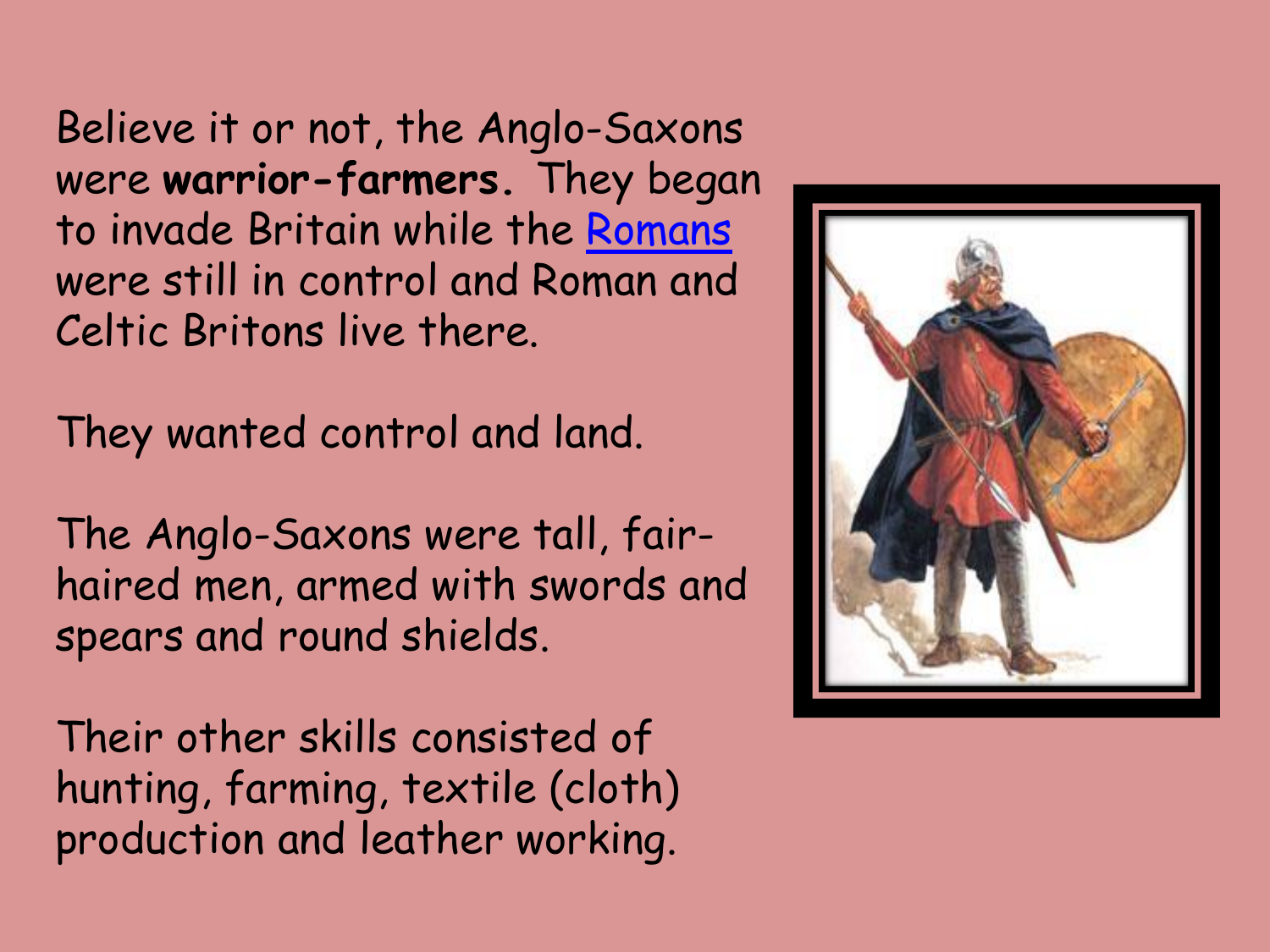Believe it or not, the Anglo-Saxons were **warrior-farmers.** They began to invade Britain while the Romans were still in control and Roman and Celtic Britons live there.

They wanted control and land.

The Anglo-Saxons were tall, fair-haired men, armed with swords and spears and round shields.

Their other skills consisted of hunting, farming, textile (cloth) production and leather working.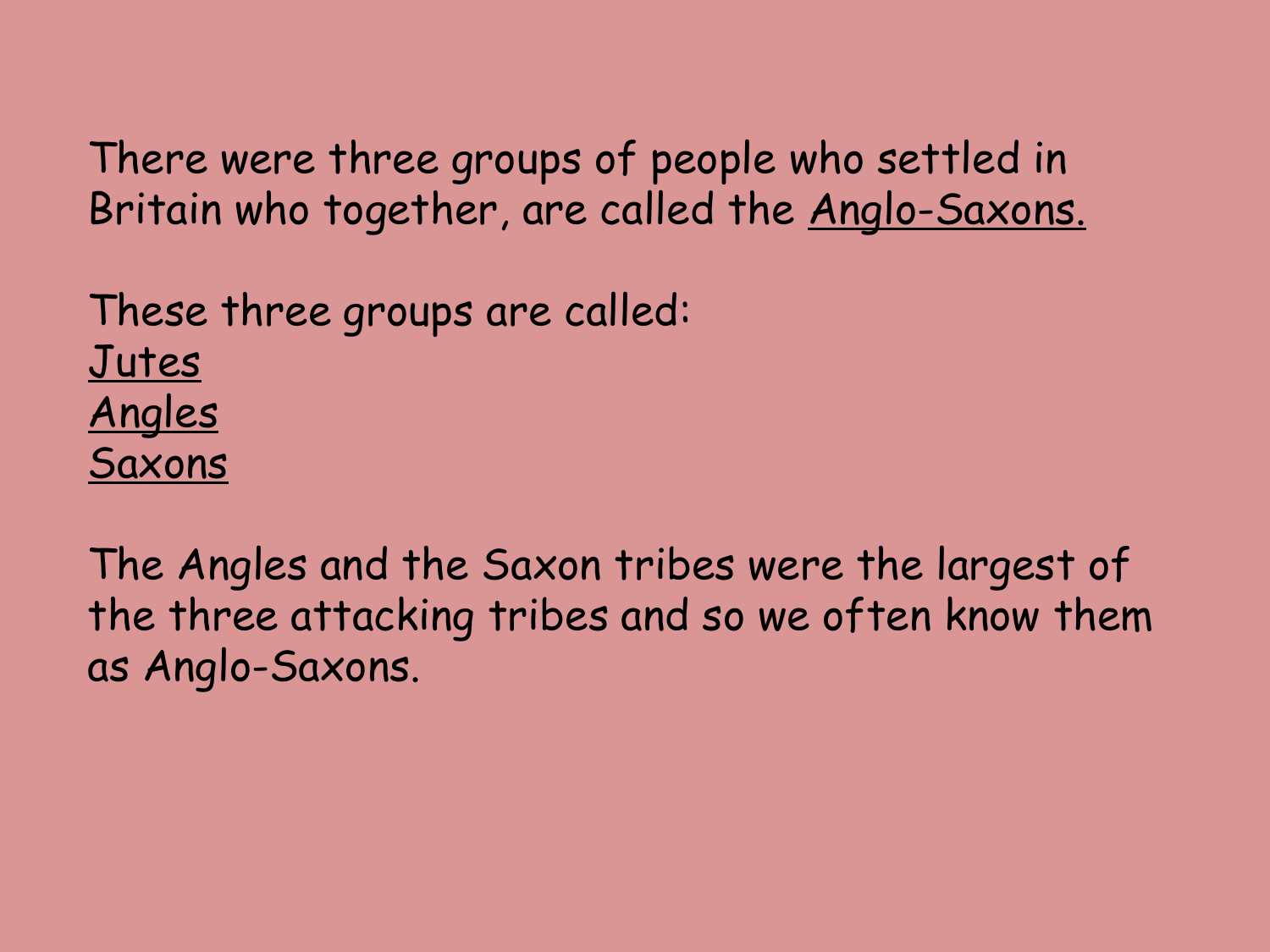There were three groups of people who settled in Britain who together, are called the <u>Anglo-Saxons.</u>

These three groups are called:
<u>Jutes</u>
<u>Angles</u>
<u>Saxons</u>

The Angles and the Saxon tribes were the largest of the three attacking tribes and so we often know them as Anglo-Saxons.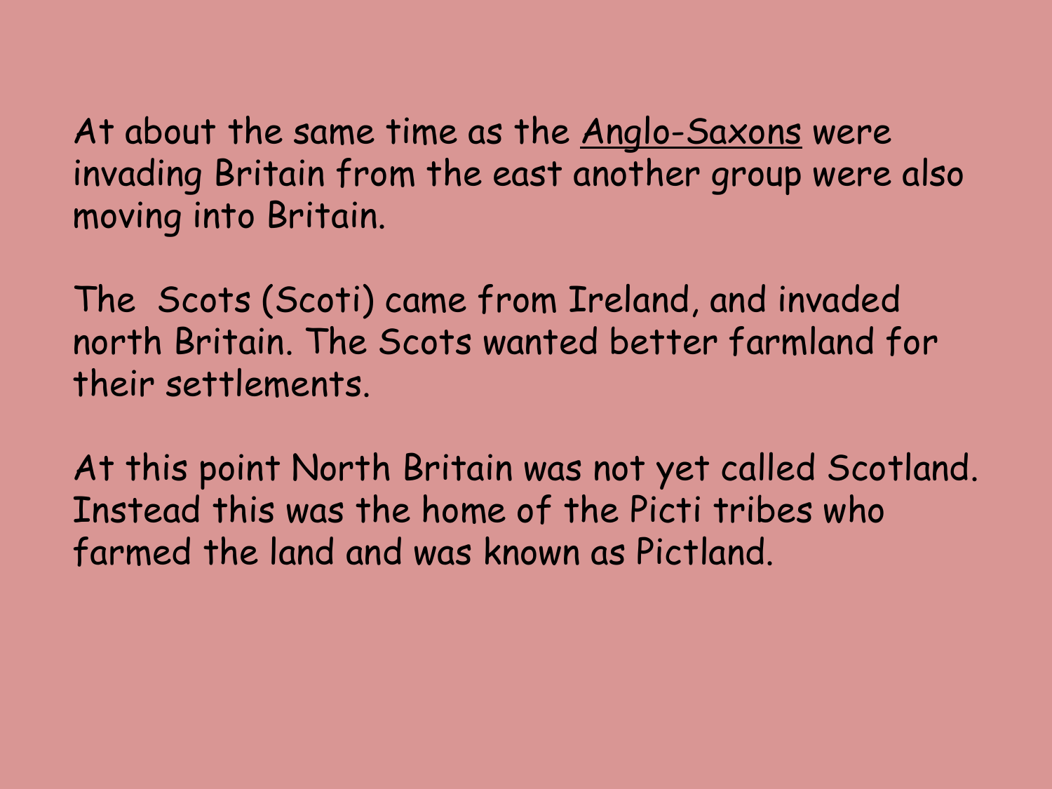At about the same time as the Anglo-Saxons were invading Britain from the east another group were also moving into Britain.

The Scots (Scoti) came from Ireland, and invaded north Britain. The Scots wanted better farmland for their settlements.

At this point North Britain was not yet called Scotland. Instead this was the home of the Picti tribes who farmed the land and was known as Pictland.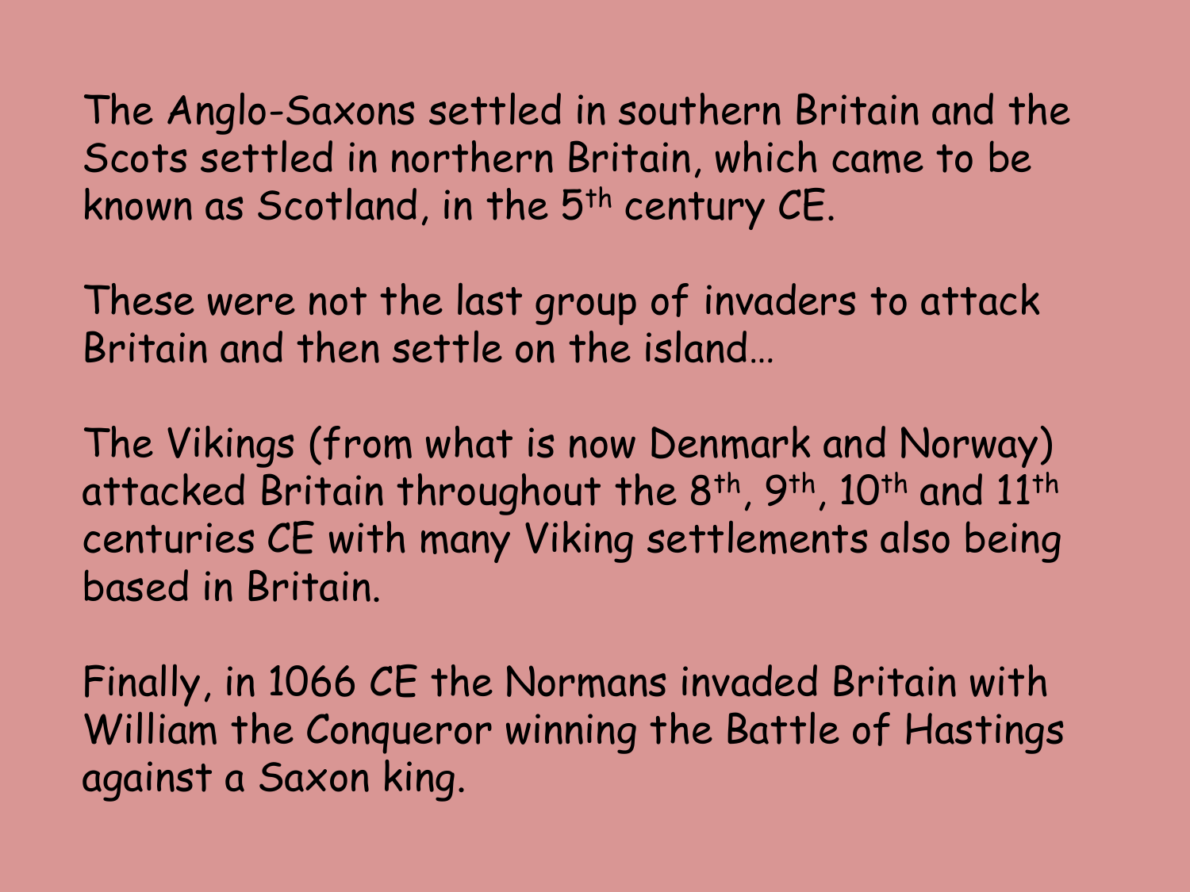The Anglo-Saxons settled in southern Britain and the Scots settled in northern Britain, which came to be known as Scotland, in the 5th century CE.

These were not the last group of invaders to attack Britain and then settle on the island…

The Vikings (from what is now Denmark and Norway) attacked Britain throughout the 8th, 9th, 10th and 11th centuries CE with many Viking settlements also being based in Britain.

Finally, in 1066 CE the Normans invaded Britain with William the Conqueror winning the Battle of Hastings against a Saxon king.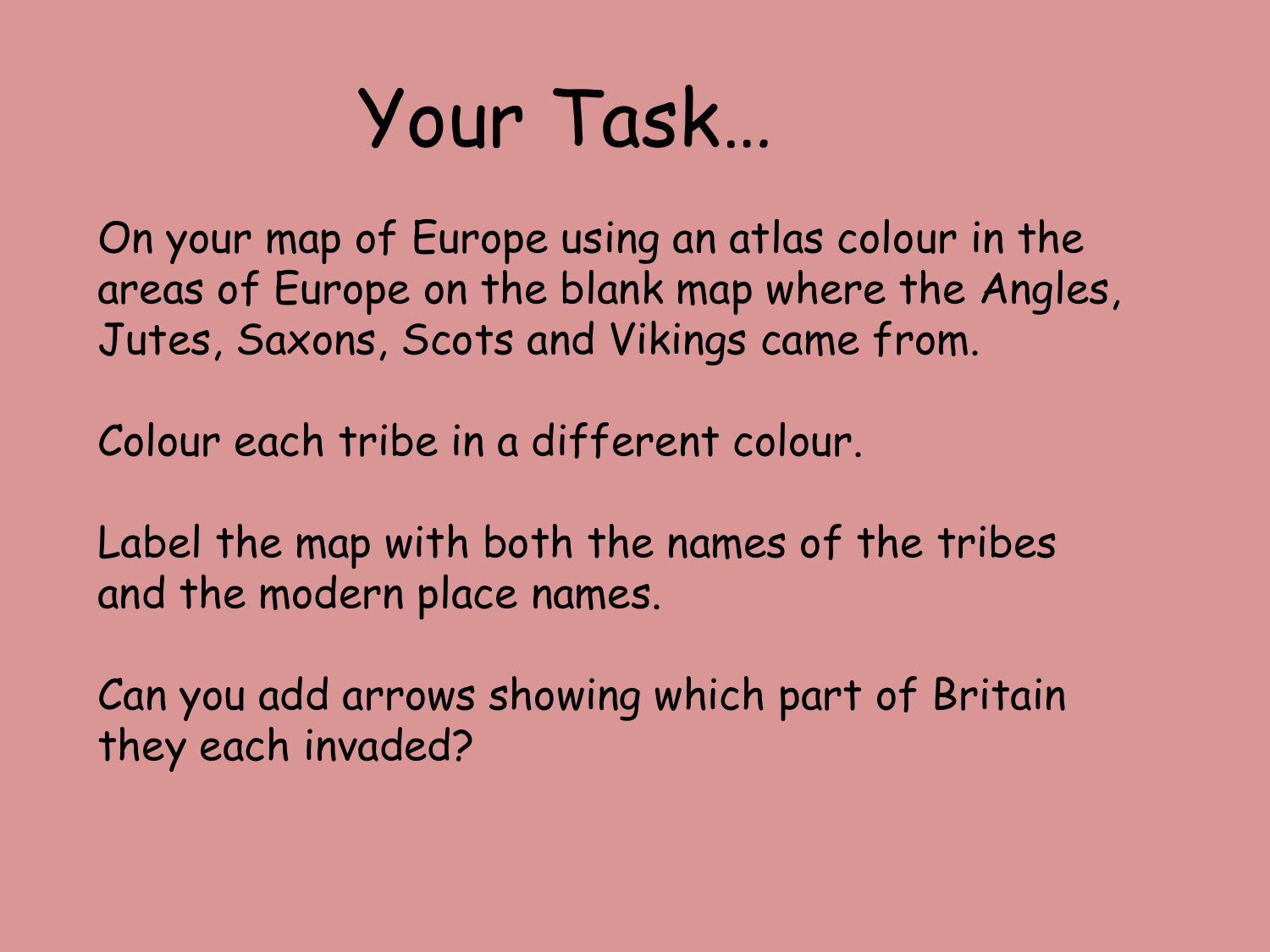# Your Task…

On your map of Europe using an atlas colour in the areas of Europe on the blank map where the Angles, Jutes, Saxons, Scots and Vikings came from.

Colour each tribe in a different colour.

Label the map with both the names of the tribes and the modern place names.

Can you add arrows showing which part of Britain they each invaded?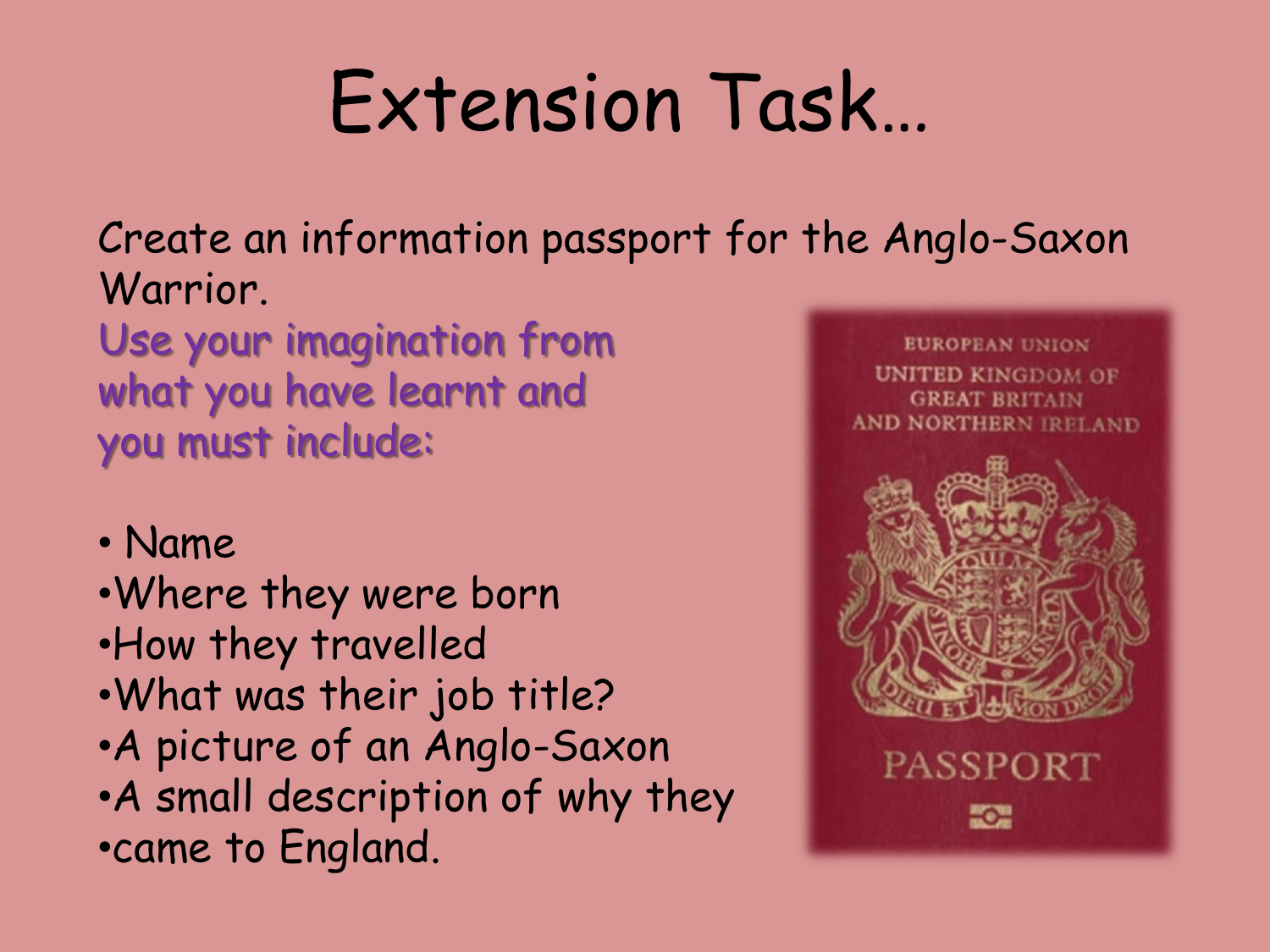# Extension Task…

Create an information passport for the Anglo-Saxon Warrior.

**Use your imagination from what you have learnt and you must include:**

- Name
- Where they were born
- How they travelled
- What was their job title?
- A picture of an Anglo-Saxon
- A small description of why they
- came to England.